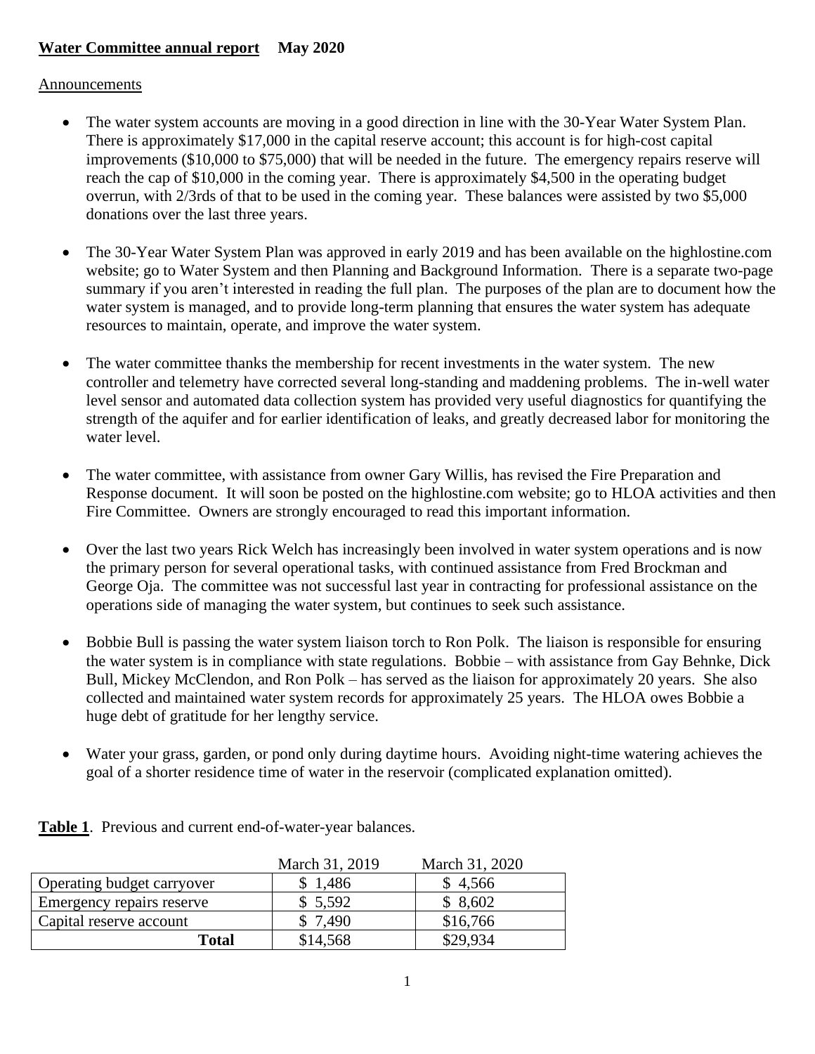**Water Committee annual report** **May 2020**

Announcements

- The water system accounts are moving in a good direction in line with the 30-Year Water System Plan. There is approximately $17,000 in the capital reserve account; this account is for high-cost capital improvements ($10,000 to $75,000) that will be needed in the future. The emergency repairs reserve will reach the cap of $10,000 in the coming year. There is approximately $4,500 in the operating budget overrun, with 2/3rds of that to be used in the coming year. These balances were assisted by two $5,000 donations over the last three years.

- The 30-Year Water System Plan was approved in early 2019 and has been available on the highlostine.com website; go to Water System and then Planning and Background Information. There is a separate two-page summary if you aren't interested in reading the full plan. The purposes of the plan are to document how the water system is managed, and to provide long-term planning that ensures the water system has adequate resources to maintain, operate, and improve the water system.

- The water committee thanks the membership for recent investments in the water system. The new controller and telemetry have corrected several long-standing and maddening problems. The in-well water level sensor and automated data collection system has provided very useful diagnostics for quantifying the strength of the aquifer and for earlier identification of leaks, and greatly decreased labor for monitoring the water level.

- The water committee, with assistance from owner Gary Willis, has revised the Fire Preparation and Response document. It will soon be posted on the highlostine.com website; go to HLOA activities and then Fire Committee. Owners are strongly encouraged to read this important information.

- Over the last two years Rick Welch has increasingly been involved in water system operations and is now the primary person for several operational tasks, with continued assistance from Fred Brockman and George Oja. The committee was not successful last year in contracting for professional assistance on the operations side of managing the water system, but continues to seek such assistance.

- Bobbie Bull is passing the water system liaison torch to Ron Polk. The liaison is responsible for ensuring the water system is in compliance with state regulations. Bobbie – with assistance from Gay Behnke, Dick Bull, Mickey McClendon, and Ron Polk – has served as the liaison for approximately 20 years. She also collected and maintained water system records for approximately 25 years. The HLOA owes Bobbie a huge debt of gratitude for her lengthy service.

- Water your grass, garden, or pond only during daytime hours. Avoiding night-time watering achieves the goal of a shorter residence time of water in the reservoir (complicated explanation omitted).

**Table 1**. Previous and current end-of-water-year balances.

| | March 31, 2019 | March 31, 2020 |
|---|---|---|
| Operating budget carryover | $ 1,486 | $ 4,566 |
| Emergency repairs reserve | $ 5,592 | $ 8,602 |
| Capital reserve account | $ 7,490 | $16,766 |
| **Total** | $14,568 | $29,934 |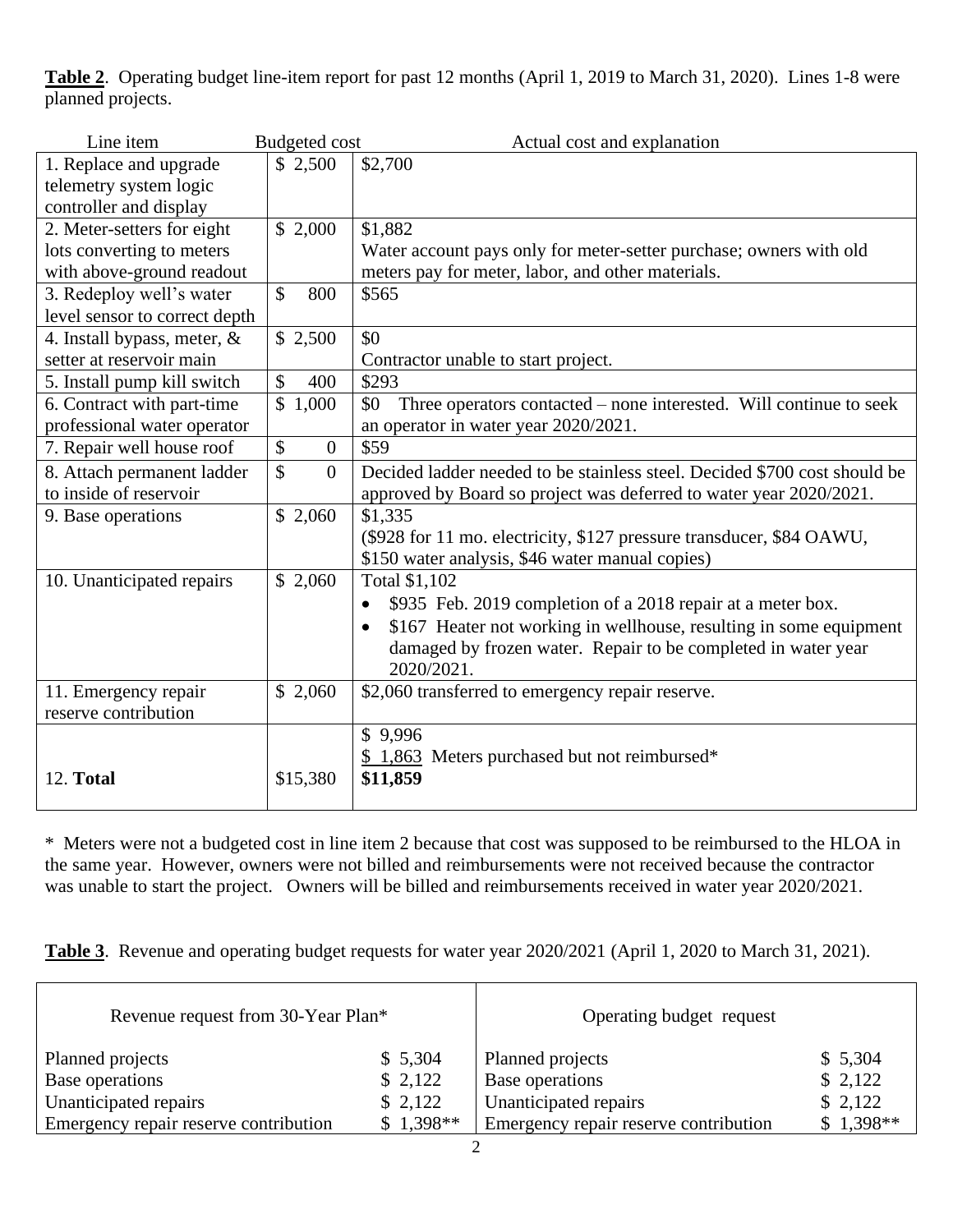**Table 2**. Operating budget line-item report for past 12 months (April 1, 2019 to March 31, 2020). Lines 1-8 were planned projects.

| Line item | Budgeted cost | Actual cost and explanation |
|---|---|---|
| 1. Replace and upgrade telemetry system logic controller and display | $ 2,500 | $2,700 |
| 2. Meter-setters for eight lots converting to meters with above-ground readout | $ 2,000 | $1,882<br>Water account pays only for meter-setter purchase; owners with old meters pay for meter, labor, and other materials. |
| 3. Redeploy well's water level sensor to correct depth | $ 800 | $565 |
| 4. Install bypass, meter, & setter at reservoir main | $ 2,500 | $0<br>Contractor unable to start project. |
| 5. Install pump kill switch | $ 400 | $293 |
| 6. Contract with part-time professional water operator | $ 1,000 | $0 Three operators contacted – none interested. Will continue to seek an operator in water year 2020/2021. |
| 7. Repair well house roof | $ 0 | $59 |
| 8. Attach permanent ladder to inside of reservoir | $ 0 | Decided ladder needed to be stainless steel. Decided $700 cost should be approved by Board so project was deferred to water year 2020/2021. |
| 9. Base operations | $ 2,060 | $1,335<br>($928 for 11 mo. electricity, $127 pressure transducer, $84 OAWU, $150 water analysis, $46 water manual copies) |
| 10. Unanticipated repairs | $ 2,060 | Total $1,102<br>• $935 Feb. 2019 completion of a 2018 repair at a meter box.<br>• $167 Heater not working in wellhouse, resulting in some equipment damaged by frozen water. Repair to be completed in water year 2020/2021. |
| 11. Emergency repair reserve contribution | $ 2,060 | $2,060 transferred to emergency repair reserve. |
| 12. **Total** | $15,380 | $ 9,996<br>$ 1,863 Meters purchased but not reimbursed*<br>**$11,859** |

\* Meters were not a budgeted cost in line item 2 because that cost was supposed to be reimbursed to the HLOA in the same year. However, owners were not billed and reimbursements were not received because the contractor was unable to start the project. Owners will be billed and reimbursements received in water year 2020/2021.

**Table 3**. Revenue and operating budget requests for water year 2020/2021 (April 1, 2020 to March 31, 2021).

| Revenue request from 30-Year Plan* | | Operating budget request | |
|---|---|---|---|
| Planned projects | $ 5,304 | Planned projects | $ 5,304 |
| Base operations | $ 2,122 | Base operations | $ 2,122 |
| Unanticipated repairs | $ 2,122 | Unanticipated repairs | $ 2,122 |
| Emergency repair reserve contribution | $ 1,398** | Emergency repair reserve contribution | $ 1,398** |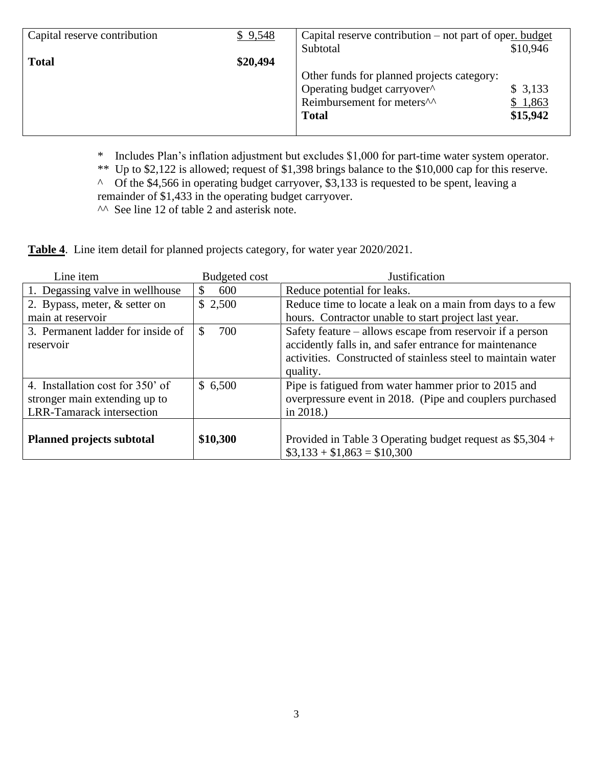| | | | |
|---|---|---|---|
| Capital reserve contribution | $ 9,548 | Capital reserve contribution – not part of oper. budget | |
| | | Subtotal | $10,946 |
| **Total** | **$20,494** | | |
| | | Other funds for planned projects category: | |
| | | Operating budget carryover^ | $ 3,133 |
| | | Reimbursement for meters^^ | $ 1,863 |
| | | **Total** | **$15,942** |

\* Includes Plan's inflation adjustment but excludes $1,000 for part-time water system operator.
** Up to $2,122 is allowed; request of $1,398 brings balance to the $10,000 cap for this reserve.
^ Of the $4,566 in operating budget carryover, $3,133 is requested to be spent, leaving a remainder of $1,433 in the operating budget carryover.
^^ See line 12 of table 2 and asterisk note.

**Table 4**. Line item detail for planned projects category, for water year 2020/2021.

| Line item | Budgeted cost | Justification |
|---|---|---|
| 1. Degassing valve in wellhouse | $ 600 | Reduce potential for leaks. |
| 2. Bypass, meter, & setter on main at reservoir | $ 2,500 | Reduce time to locate a leak on a main from days to a few hours. Contractor unable to start project last year. |
| 3. Permanent ladder for inside of reservoir | $ 700 | Safety feature – allows escape from reservoir if a person accidently falls in, and safer entrance for maintenance activities. Constructed of stainless steel to maintain water quality. |
| 4. Installation cost for 350' of stronger main extending up to LRR-Tamarack intersection | $ 6,500 | Pipe is fatigued from water hammer prior to 2015 and overpressure event in 2018. (Pipe and couplers purchased in 2018.) |
| **Planned projects subtotal** | **$10,300** | Provided in Table 3 Operating budget request as $5,304 + $3,133 + $1,863 = $10,300 |